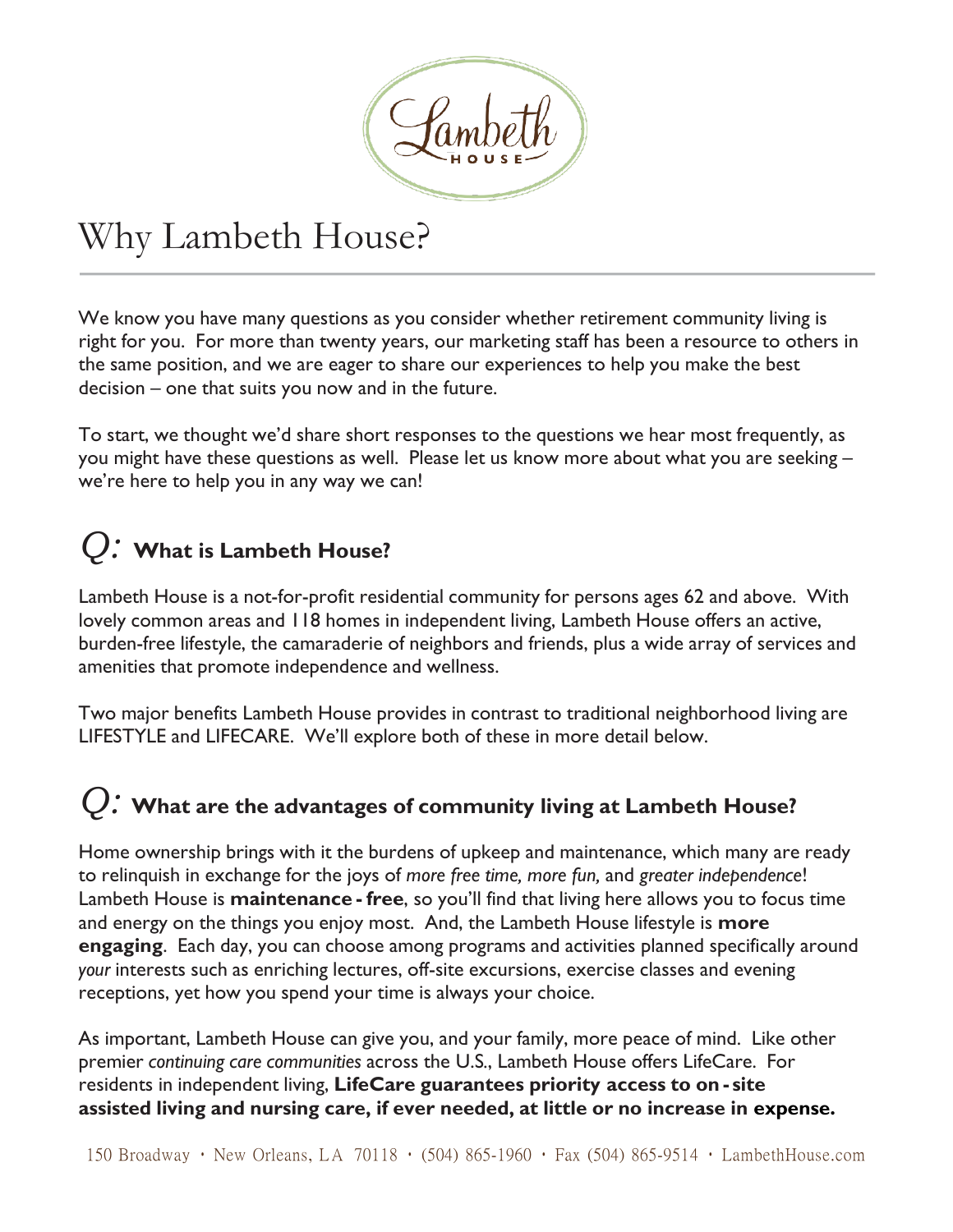# Why Lambeth House?

We know you have many questions as you consider whether retirement community living is right for you. For more than twenty years, our marketing staff has been a resource to others in the same position, and we are eager to share our experiences to help you make the best decision – one that suits you now and in the future.

To start, we thought we'd share short responses to the questions we hear most frequently, as you might have these questions as well. Please let us know more about what you are seeking – we're here to help you in any way we can!

## *Q:* What is Lambeth House?

Lambeth House is a not-for-profit residential community for persons ages 62 and above. With lovely common areas and 118 homes in independent living, Lambeth House offers an active, burden-free lifestyle, the camaraderie of neighbors and friends, plus a wide array of services and amenities that promote independence and wellness.

Two major benefits Lambeth House provides in contrast to traditional neighborhood living are LIFESTYLE and LIFECARE. We'll explore both of these in more detail below.

## *Q:* What are the advantages of community living at Lambeth House?

Home ownership brings with it the burdens of upkeep and maintenance, which many are ready to relinquish in exchange for the joys of *more free time, more fun,* and *greater independence*! Lambeth House is **maintenance - free**, so you'll find that living here allows you to focus time and energy on the things you enjoy most. And, the Lambeth House lifestyle is **more engaging**. Each day, you can choose among programs and activities planned specifically around *your* interests such as enriching lectures, off-site excursions, exercise classes and evening receptions, yet how you spend your time is always your choice.

As important, Lambeth House can give you, and your family, more peace of mind. Like other premier *continuing care communities* across the U.S., Lambeth House offers LifeCare. For residents in independent living, **LifeCare guarantees priority access to on - site assisted living and nursing care, if ever needed, at little or no increase in expense.**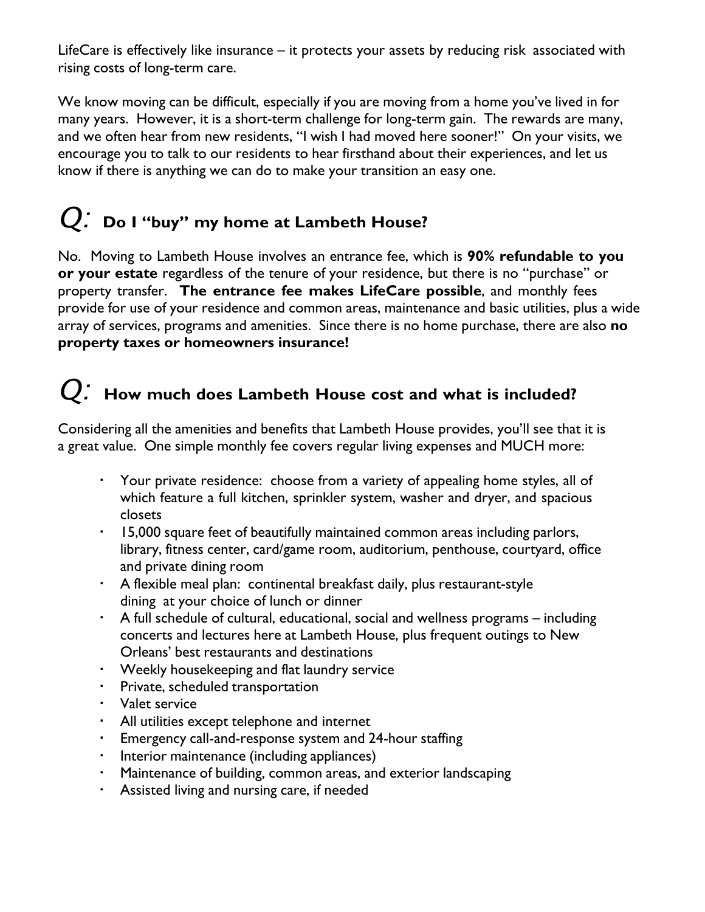LifeCare is effectively like insurance – it protects your assets by reducing risk associated with rising costs of long-term care.

We know moving can be difficult, especially if you are moving from a home you've lived in for many years. However, it is a short-term challenge for long-term gain. The rewards are many, and we often hear from new residents, "I wish I had moved here sooner!" On your visits, we encourage you to talk to our residents to hear firsthand about their experiences, and let us know if there is anything we can do to make your transition an easy one.

## *Q:* Do I "buy" my home at Lambeth House?

No. Moving to Lambeth House involves an entrance fee, which is **90% refundable to you or your estate** regardless of the tenure of your residence, but there is no "purchase" or property transfer. **The entrance fee makes LifeCare possible**, and monthly fees provide for use of your residence and common areas, maintenance and basic utilities, plus a wide array of services, programs and amenities. Since there is no home purchase, there are also **no property taxes or homeowners insurance!**

## *Q:* How much does Lambeth House cost and what is included?

Considering all the amenities and benefits that Lambeth House provides, you'll see that it is a great value. One simple monthly fee covers regular living expenses and MUCH more:

- Your private residence: choose from a variety of appealing home styles, all of which feature a full kitchen, sprinkler system, washer and dryer, and spacious closets
- 15,000 square feet of beautifully maintained common areas including parlors, library, fitness center, card/game room, auditorium, penthouse, courtyard, office and private dining room
- A flexible meal plan: continental breakfast daily, plus restaurant-style dining at your choice of lunch or dinner
- A full schedule of cultural, educational, social and wellness programs – including concerts and lectures here at Lambeth House, plus frequent outings to New Orleans' best restaurants and destinations
- Weekly housekeeping and flat laundry service
- Private, scheduled transportation
- Valet service
- All utilities except telephone and internet
- Emergency call-and-response system and 24-hour staffing
- Interior maintenance (including appliances)
- Maintenance of building, common areas, and exterior landscaping
- Assisted living and nursing care, if needed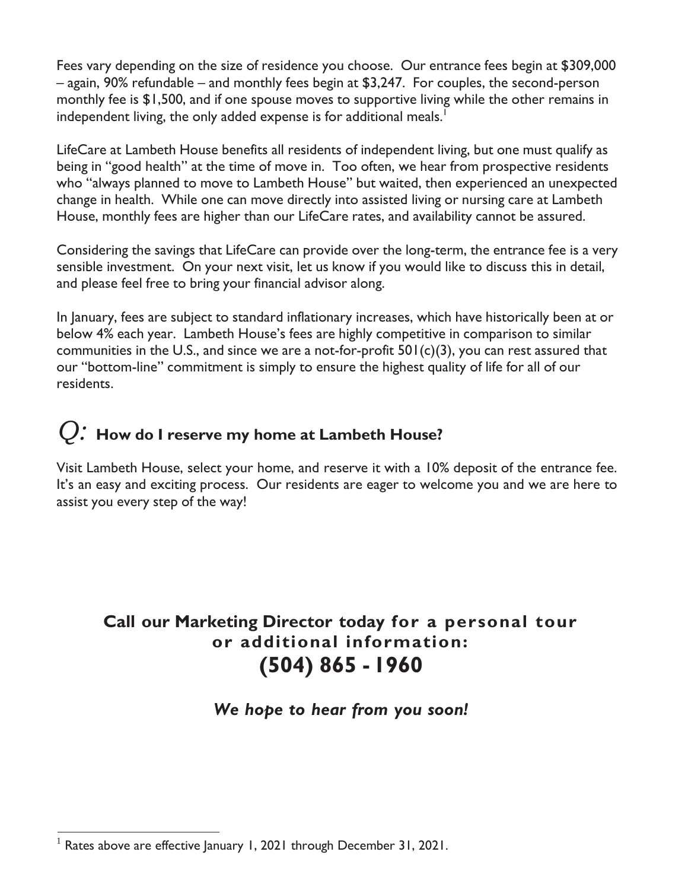Fees vary depending on the size of residence you choose. Our entrance fees begin at $309,000 – again, 90% refundable – and monthly fees begin at $3,247. For couples, the second-person monthly fee is $1,500, and if one spouse moves to supportive living while the other remains in independent living, the only added expense is for additional meals.[1]

LifeCare at Lambeth House benefits all residents of independent living, but one must qualify as being in "good health" at the time of move in. Too often, we hear from prospective residents who "always planned to move to Lambeth House" but waited, then experienced an unexpected change in health. While one can move directly into assisted living or nursing care at Lambeth House, monthly fees are higher than our LifeCare rates, and availability cannot be assured.

Considering the savings that LifeCare can provide over the long-term, the entrance fee is a very sensible investment. On your next visit, let us know if you would like to discuss this in detail, and please feel free to bring your financial advisor along.

In January, fees are subject to standard inflationary increases, which have historically been at or below 4% each year. Lambeth House's fees are highly competitive in comparison to similar communities in the U.S., and since we are a not-for-profit 501(c)(3), you can rest assured that our "bottom-line" commitment is simply to ensure the highest quality of life for all of our residents.

## *Q:* How do I reserve my home at Lambeth House?

Visit Lambeth House, select your home, and reserve it with a 10% deposit of the entrance fee. It's an easy and exciting process. Our residents are eager to welcome you and we are here to assist you every step of the way!

**Call our Marketing Director today for a personal tour or additional information:**

**(504) 865 - 1960**

***We hope to hear from you soon!***

[1] Rates above are effective January 1, 2021 through December 31, 2021.